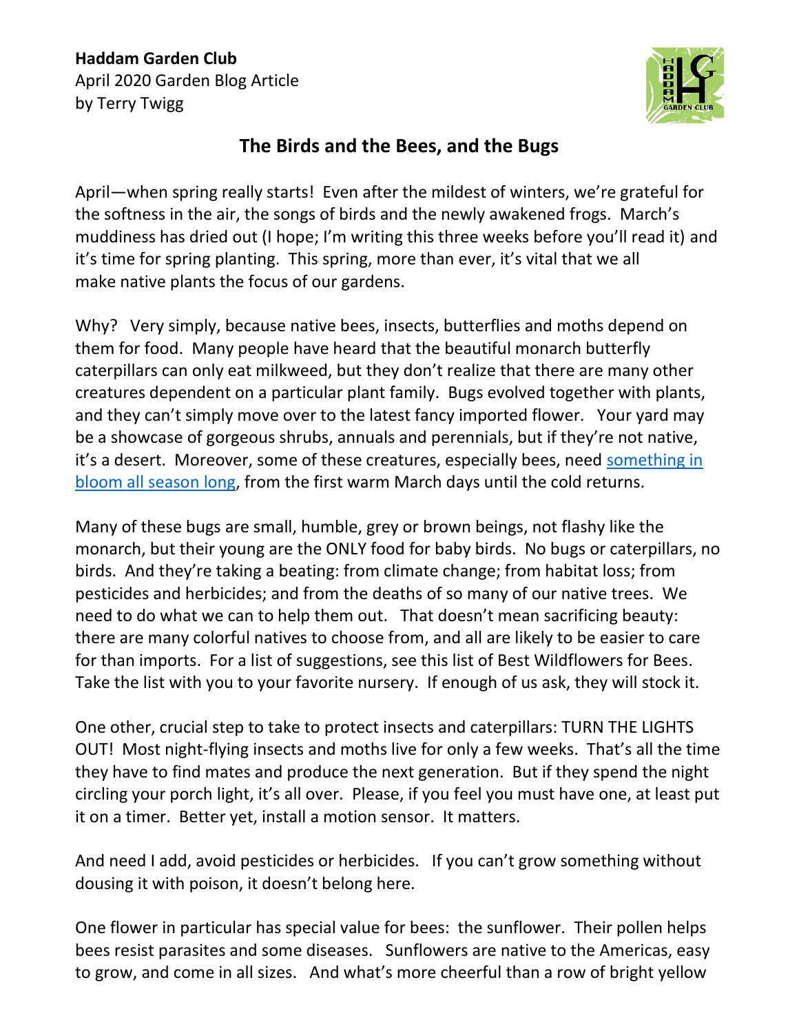**Haddam Garden Club**
April 2020 Garden Blog Article
by Terry Twigg

## The Birds and the Bees, and the Bugs

April—when spring really starts! Even after the mildest of winters, we're grateful for the softness in the air, the songs of birds and the newly awakened frogs. March's muddiness has dried out (I hope; I'm writing this three weeks before you'll read it) and it's time for spring planting. This spring, more than ever, it's vital that we all make native plants the focus of our gardens.

Why? Very simply, because native bees, insects, butterflies and moths depend on them for food. Many people have heard that the beautiful monarch butterfly caterpillars can only eat milkweed, but they don't realize that there are many other creatures dependent on a particular plant family. Bugs evolved together with plants, and they can't simply move over to the latest fancy imported flower. Your yard may be a showcase of gorgeous shrubs, annuals and perennials, but if they're not native, it's a desert. Moreover, some of these creatures, especially bees, need something in bloom all season long, from the first warm March days until the cold returns.

Many of these bugs are small, humble, grey or brown beings, not flashy like the monarch, but their young are the ONLY food for baby birds. No bugs or caterpillars, no birds. And they're taking a beating: from climate change; from habitat loss; from pesticides and herbicides; and from the deaths of so many of our native trees. We need to do what we can to help them out. That doesn't mean sacrificing beauty: there are many colorful natives to choose from, and all are likely to be easier to care for than imports. For a list of suggestions, see this list of Best Wildflowers for Bees. Take the list with you to your favorite nursery. If enough of us ask, they will stock it.

One other, crucial step to take to protect insects and caterpillars: TURN THE LIGHTS OUT! Most night-flying insects and moths live for only a few weeks. That's all the time they have to find mates and produce the next generation. But if they spend the night circling your porch light, it's all over. Please, if you feel you must have one, at least put it on a timer. Better yet, install a motion sensor. It matters.

And need I add, avoid pesticides or herbicides. If you can't grow something without dousing it with poison, it doesn't belong here.

One flower in particular has special value for bees: the sunflower. Their pollen helps bees resist parasites and some diseases. Sunflowers are native to the Americas, easy to grow, and come in all sizes. And what's more cheerful than a row of bright yellow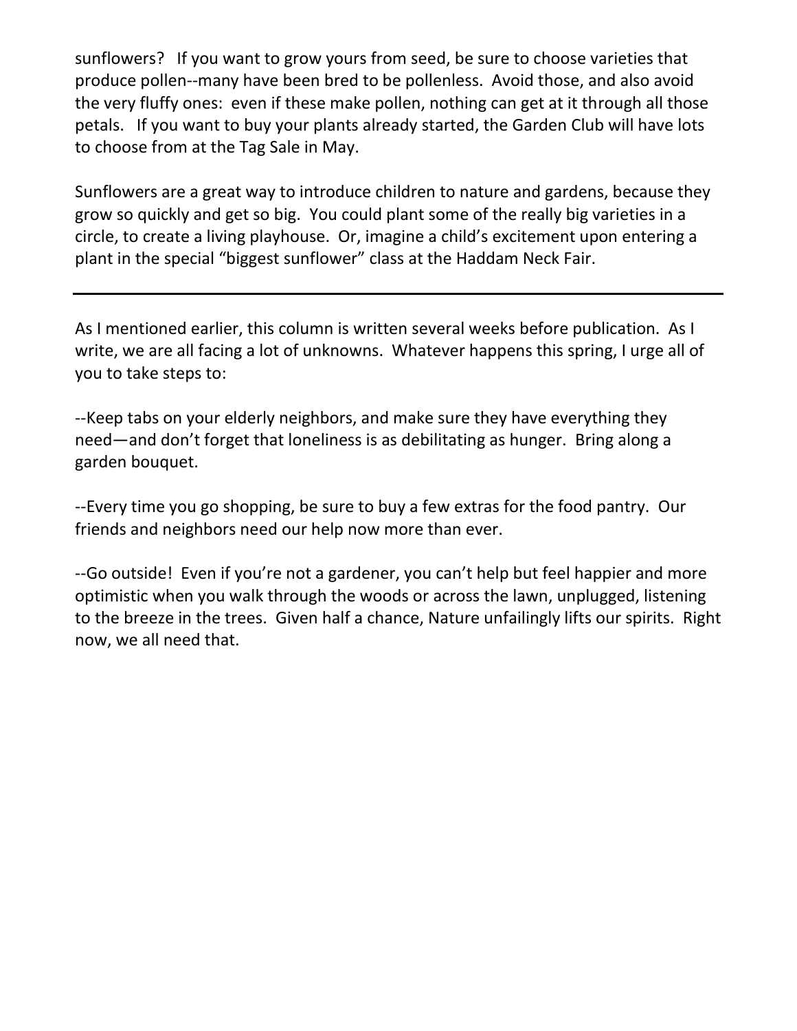sunflowers? If you want to grow yours from seed, be sure to choose varieties that produce pollen--many have been bred to be pollenless. Avoid those, and also avoid the very fluffy ones: even if these make pollen, nothing can get at it through all those petals. If you want to buy your plants already started, the Garden Club will have lots to choose from at the Tag Sale in May.

Sunflowers are a great way to introduce children to nature and gardens, because they grow so quickly and get so big. You could plant some of the really big varieties in a circle, to create a living playhouse. Or, imagine a child's excitement upon entering a plant in the special "biggest sunflower" class at the Haddam Neck Fair.

---

As I mentioned earlier, this column is written several weeks before publication. As I write, we are all facing a lot of unknowns. Whatever happens this spring, I urge all of you to take steps to:

--Keep tabs on your elderly neighbors, and make sure they have everything they need—and don't forget that loneliness is as debilitating as hunger. Bring along a garden bouquet.

--Every time you go shopping, be sure to buy a few extras for the food pantry. Our friends and neighbors need our help now more than ever.

--Go outside! Even if you're not a gardener, you can't help but feel happier and more optimistic when you walk through the woods or across the lawn, unplugged, listening to the breeze in the trees. Given half a chance, Nature unfailingly lifts our spirits. Right now, we all need that.